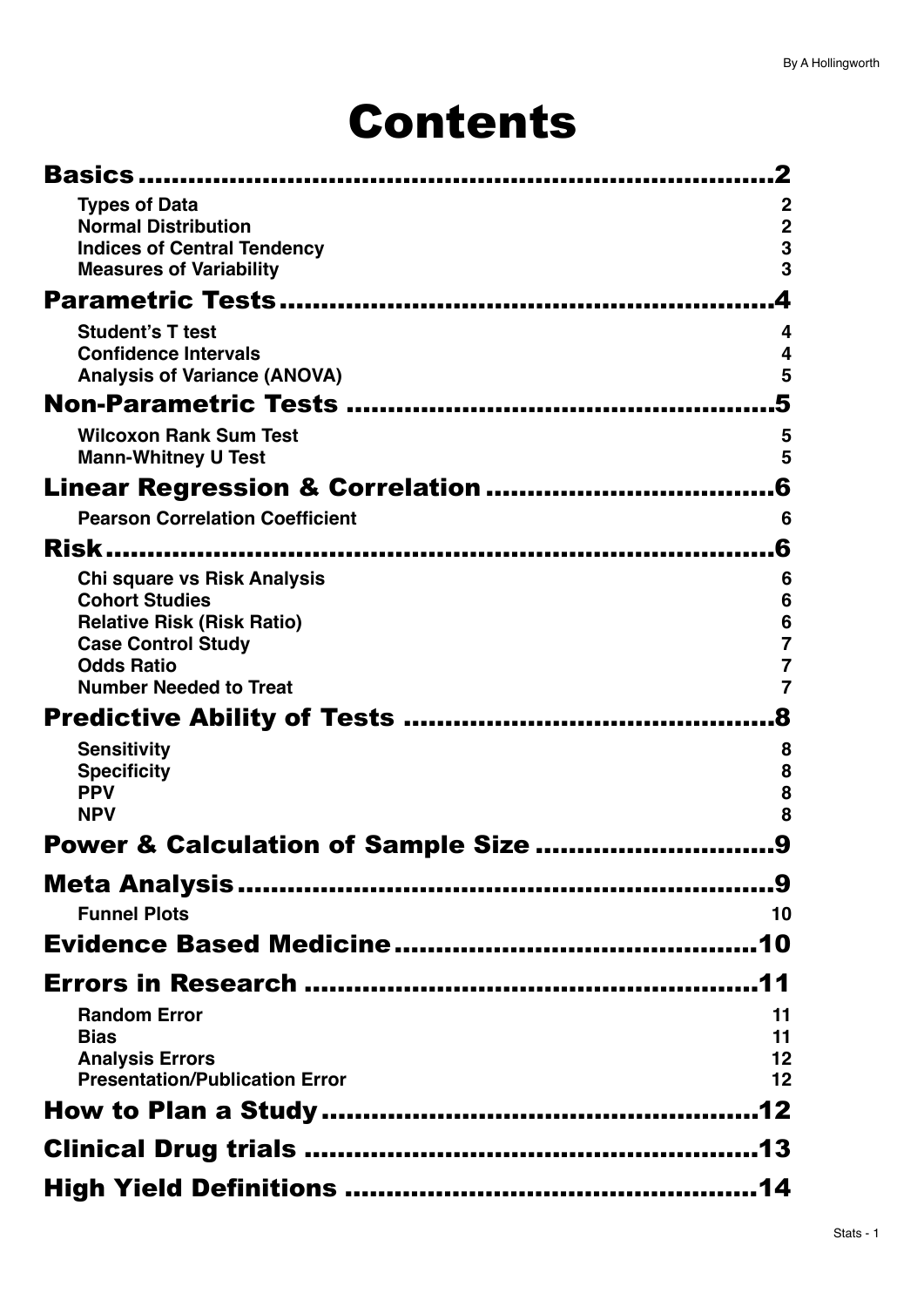# Contents

| | |
|---|---|
| **Basics** | **2** |
| Types of Data | 2 |
| Normal Distribution | 2 |
| Indices of Central Tendency | 3 |
| Measures of Variability | 3 |
| **Parametric Tests** | **4** |
| Student's T test | 4 |
| Confidence Intervals | 4 |
| Analysis of Variance (ANOVA) | 5 |
| **Non-Parametric Tests** | **5** |
| Wilcoxon Rank Sum Test | 5 |
| Mann-Whitney U Test | 5 |
| **Linear Regression & Correlation** | **6** |
| Pearson Correlation Coefficient | 6 |
| **Risk** | **6** |
| Chi square vs Risk Analysis | 6 |
| Cohort Studies | 6 |
| Relative Risk (Risk Ratio) | 6 |
| Case Control Study | 7 |
| Odds Ratio | 7 |
| Number Needed to Treat | 7 |
| **Predictive Ability of Tests** | **8** |
| Sensitivity | 8 |
| Specificity | 8 |
| PPV | 8 |
| NPV | 8 |
| **Power & Calculation of Sample Size** | **9** |
| **Meta Analysis** | **9** |
| Funnel Plots | 10 |
| **Evidence Based Medicine** | **10** |
| **Errors in Research** | **11** |
| Random Error | 11 |
| Bias | 11 |
| Analysis Errors | 12 |
| Presentation/Publication Error | 12 |
| **How to Plan a Study** | **12** |
| **Clinical Drug trials** | **13** |
| **High Yield Definitions** | **14** |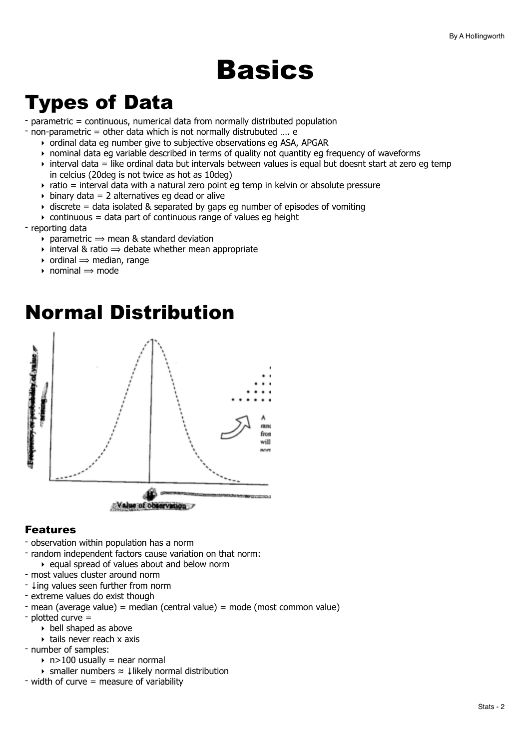# Basics

## Types of Data

- parametric = continuous, numerical data from normally distributed population
- non-parametric = other data which is not normally distrubuted …. e
    - ordinal data eg number give to subjective observations eg ASA, APGAR
    - nominal data eg variable described in terms of quality not quantity eg frequency of waveforms
    - interval data = like ordinal data but intervals between values is equal but doesnt start at zero eg temp in celcius (20deg is not twice as hot as 10deg)
    - ratio = interval data with a natural zero point eg temp in kelvin or absolute pressure
    - binary data = 2 alternatives eg dead or alive
    - discrete = data isolated & separated by gaps eg number of episodes of vomiting
    - continuous = data part of continuous range of values eg height
- reporting data
    - parametric ⟹ mean & standard deviation
    - interval & ratio ⟹ debate whether mean appropriate
    - ordinal ⟹ median, range
    - nominal ⟹ mode

## Normal Distribution

### Features

- observation within population has a norm
- random independent factors cause variation on that norm:
    - equal spread of values about and below norm
- most values cluster around norm
- ↓ing values seen further from norm
- extreme values do exist though
- mean (average value) = median (central value) = mode (most common value)
- plotted curve =
    - bell shaped as above
    - tails never reach x axis
- number of samples:
    - n>100 usually = near normal
    - smaller numbers ≈ ↓likely normal distribution
- width of curve = measure of variability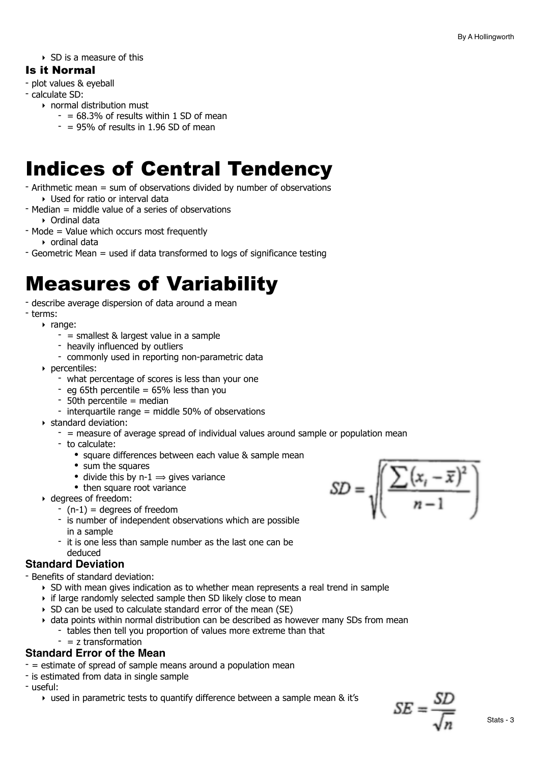- SD is a measure of this

### Is it Normal

- plot values & eyeball
- calculate SD:
    - normal distribution must
        - = 68.3% of results within 1 SD of mean
        - = 95% of results in 1.96 SD of mean

# Indices of Central Tendency

- Arithmetic mean = sum of observations divided by number of observations
    - Used for ratio or interval data
- Median = middle value of a series of observations
    - Ordinal data
- Mode = Value which occurs most frequently
    - ordinal data
- Geometric Mean = used if data transformed to logs of significance testing

# Measures of Variability

- describe average dispersion of data around a mean
- terms:
    - range:
        - = smallest & largest value in a sample
        - heavily influenced by outliers
        - commonly used in reporting non-parametric data
    - percentiles:
        - what percentage of scores is less than your one
        - eg 65th percentile = 65% less than you
        - 50th percentile = median
        - interquartile range = middle 50% of observations
    - standard deviation:
        - = measure of average spread of individual values around sample or population mean
        - to calculate:
            - square differences between each value & sample mean
            - sum the squares
            - divide this by n-1 $\Longrightarrow$ gives variance
            - then square root variance
    - degrees of freedom:
        - (n-1) = degrees of freedom
        - is number of independent observations which are possible in a sample
        - it is one less than sample number as the last one can be deduced

$$SD = \sqrt{\left(\frac{\sum(x_i - \bar{x})^2}{n-1}\right)}$$

### Standard Deviation

- Benefits of standard deviation:
    - SD with mean gives indication as to whether mean represents a real trend in sample
    - if large randomly selected sample then SD likely close to mean
    - SD can be used to calculate standard error of the mean (SE)
    - data points within normal distribution can be described as however many SDs from mean
        - tables then tell you proportion of values more extreme than that
        - = z transformation

### Standard Error of the Mean

- = estimate of spread of sample means around a population mean
- is estimated from data in single sample
- useful:
    - used in parametric tests to quantify difference between a sample mean & it's

$$SE = \frac{SD}{\sqrt{n}}$$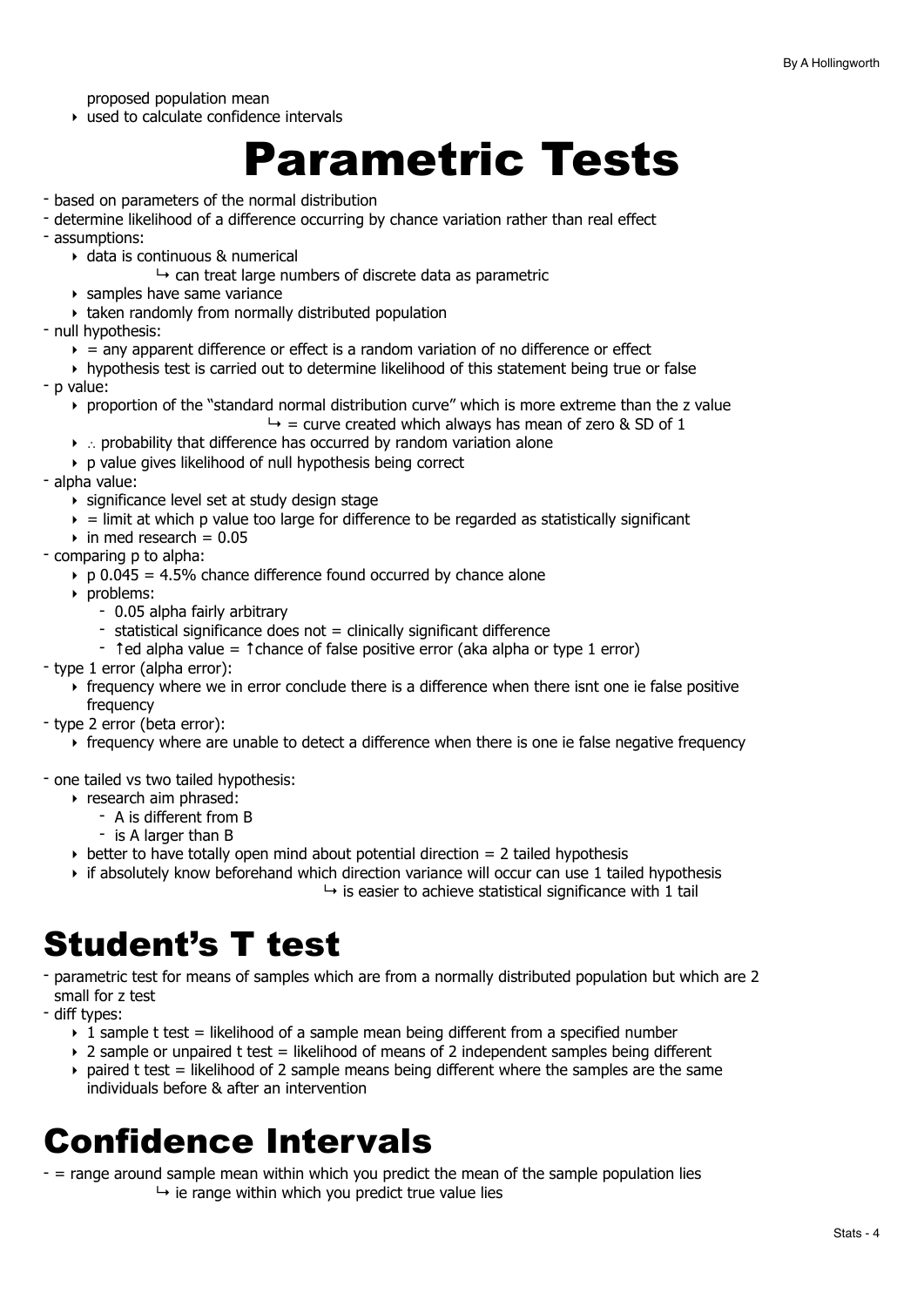proposed population mean
- used to calculate confidence intervals

# Parametric Tests

- based on parameters of the normal distribution
- determine likelihood of a difference occurring by chance variation rather than real effect
- assumptions:
  - data is continuous & numerical
    - ↳ can treat large numbers of discrete data as parametric
  - samples have same variance
  - taken randomly from normally distributed population
- null hypothesis:
  - = any apparent difference or effect is a random variation of no difference or effect
  - hypothesis test is carried out to determine likelihood of this statement being true or false
- p value:
  - proportion of the "standard normal distribution curve" which is more extreme than the z value
    - ↳ = curve created which always has mean of zero & SD of 1
  - ∴ probability that difference has occurred by random variation alone
  - p value gives likelihood of null hypothesis being correct
- alpha value:
  - significance level set at study design stage
  - = limit at which p value too large for difference to be regarded as statistically significant
  - in med research = 0.05
- comparing p to alpha:
  - p 0.045 = 4.5% chance difference found occurred by chance alone
  - problems:
    - 0.05 alpha fairly arbitrary
    - statistical significance does not = clinically significant difference
    - ↑ed alpha value = ↑chance of false positive error (aka alpha or type 1 error)
- type 1 error (alpha error):
  - frequency where we in error conclude there is a difference when there isnt one ie false positive frequency
- type 2 error (beta error):
  - frequency where are unable to detect a difference when there is one ie false negative frequency
- one tailed vs two tailed hypothesis:
  - research aim phrased:
    - A is different from B
    - is A larger than B
  - better to have totally open mind about potential direction = 2 tailed hypothesis
  - if absolutely know beforehand which direction variance will occur can use 1 tailed hypothesis
    - ↳ is easier to achieve statistical significance with 1 tail

# Student's T test

- parametric test for means of samples which are from a normally distributed population but which are 2 small for z test
- diff types:
  - 1 sample t test = likelihood of a sample mean being different from a specified number
  - 2 sample or unpaired t test = likelihood of means of 2 independent samples being different
  - paired t test = likelihood of 2 sample means being different where the samples are the same individuals before & after an intervention

# Confidence Intervals

- = range around sample mean within which you predict the mean of the sample population lies
  - ↳ ie range within which you predict true value lies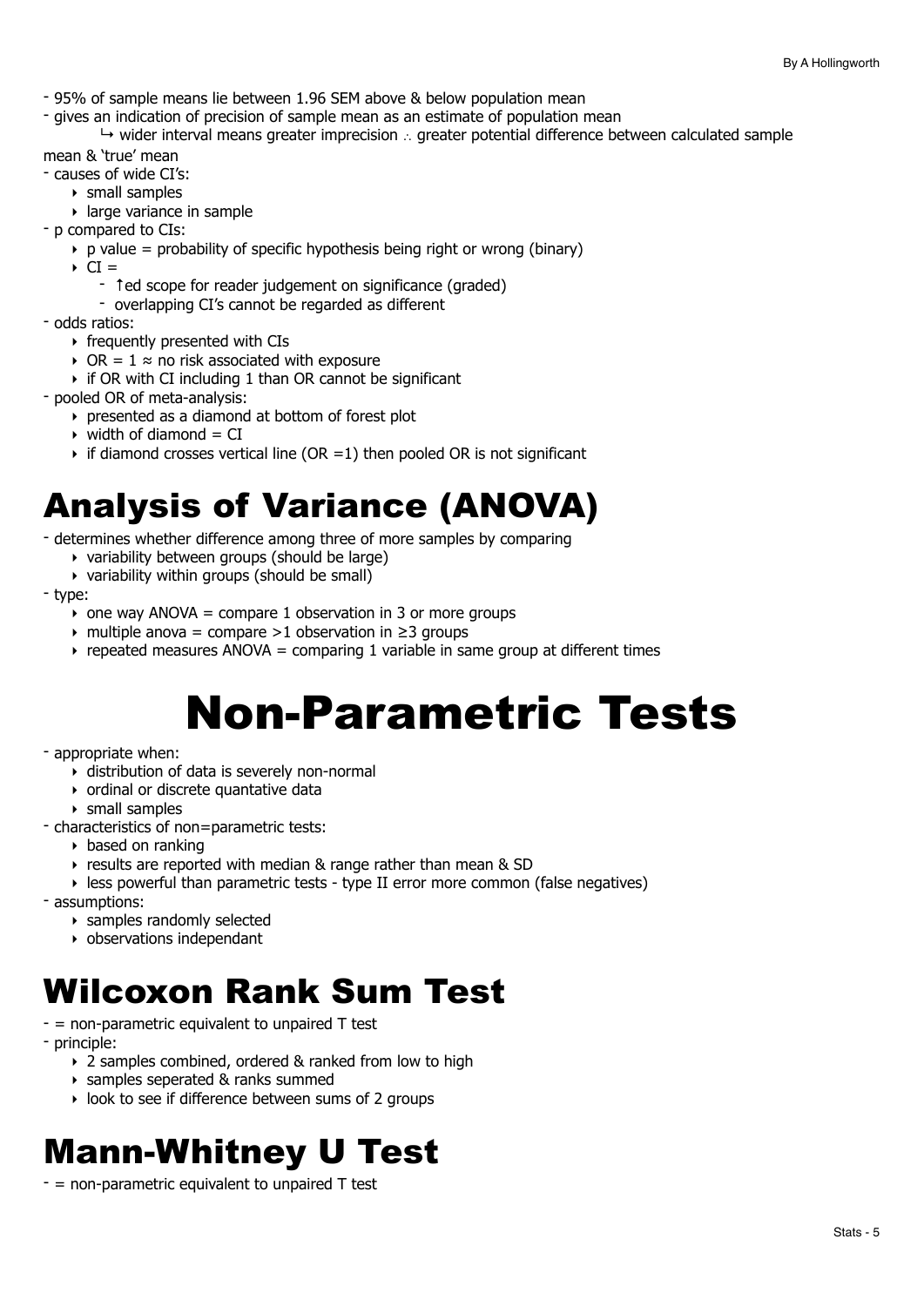- 95% of sample means lie between 1.96 SEM above & below population mean
- gives an indication of precision of sample mean as an estimate of population mean
    - ↳ wider interval means greater imprecision ∴ greater potential difference between calculated sample mean & 'true' mean
- causes of wide CI's:
    - small samples
    - large variance in sample
- p compared to CIs:
    - p value = probability of specific hypothesis being right or wrong (binary)
    - CI =
        - ↑ed scope for reader judgement on significance (graded)
        - overlapping CI's cannot be regarded as different
- odds ratios:
    - frequently presented with CIs
    - OR = 1 ≈ no risk associated with exposure
    - if OR with CI including 1 than OR cannot be significant
- pooled OR of meta-analysis:
    - presented as a diamond at bottom of forest plot
    - width of diamond = CI
    - if diamond crosses vertical line (OR =1) then pooled OR is not significant

## Analysis of Variance (ANOVA)

- determines whether difference among three of more samples by comparing
    - variability between groups (should be large)
    - variability within groups (should be small)
- type:
    - one way ANOVA = compare 1 observation in 3 or more groups
    - multiple anova = compare >1 observation in ≥3 groups
    - repeated measures ANOVA = comparing 1 variable in same group at different times

# Non-Parametric Tests

- appropriate when:
    - distribution of data is severely non-normal
    - ordinal or discrete quantative data
    - small samples
- characteristics of non=parametric tests:
    - based on ranking
    - results are reported with median & range rather than mean & SD
    - less powerful than parametric tests - type II error more common (false negatives)
- assumptions:
    - samples randomly selected
    - observations independant

## Wilcoxon Rank Sum Test

- = non-parametric equivalent to unpaired T test
- principle:
    - 2 samples combined, ordered & ranked from low to high
    - samples seperated & ranks summed
    - look to see if difference between sums of 2 groups

## Mann-Whitney U Test

- = non-parametric equivalent to unpaired T test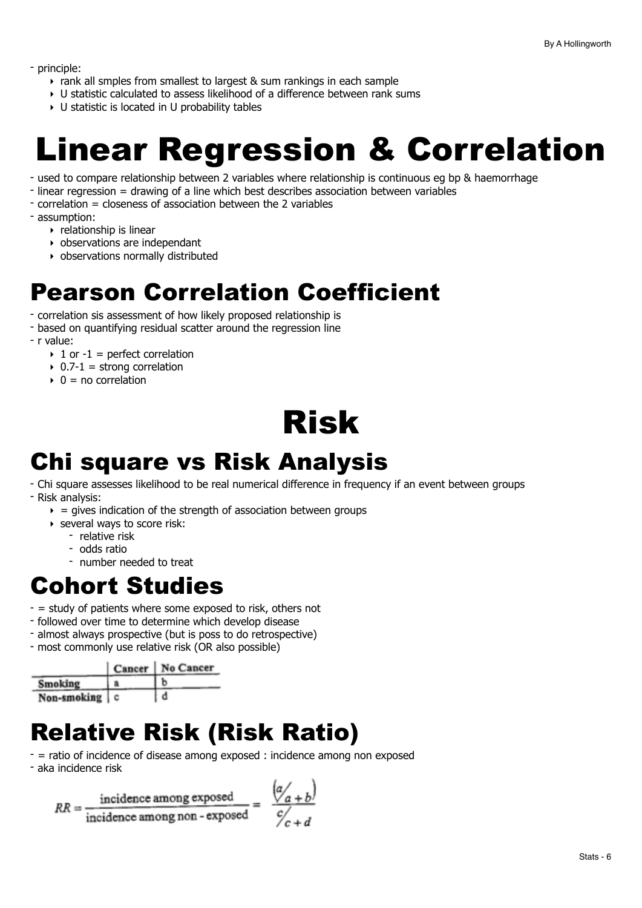- principle:
    - rank all smples from smallest to largest & sum rankings in each sample
    - U statistic calculated to assess likelihood of a difference between rank sums
    - U statistic is located in U probability tables

# Linear Regression & Correlation

- used to compare relationship between 2 variables where relationship is continuous eg bp & haemorrhage
- linear regression = drawing of a line which best describes association between variables
- correlation = closeness of association between the 2 variables
- assumption:
    - relationship is linear
    - observations are independant
    - observations normally distributed

## Pearson Correlation Coefficient

- correlation sis assessment of how likely proposed relationship is
- based on quantifying residual scatter around the regression line
- r value:
    - 1 or -1 = perfect correlation
    - 0.7-1 = strong correlation
    - 0 = no correlation

# Risk

## Chi square vs Risk Analysis

- Chi square assesses likelihood to be real numerical difference in frequency if an event between groups
- Risk analysis:
    - = gives indication of the strength of association between groups
    - several ways to score risk:
        - relative risk
        - odds ratio
        - number needed to treat

## Cohort Studies

- = study of patients where some exposed to risk, others not
- followed over time to determine which develop disease
- almost always prospective (but is poss to do retrospective)
- most commonly use relative risk (OR also possible)

| | Cancer | No Cancer |
|---|---|---|
| Smoking | a | b |
| Non-smoking | c | d |

## Relative Risk (Risk Ratio)

- = ratio of incidence of disease among exposed : incidence among non exposed
- aka incidence risk

$$RR = \frac{\text{incidence among exposed}}{\text{incidence among non - exposed}} = \frac{\left(a/_{a+b}\right)}{c/_{c+d}}$$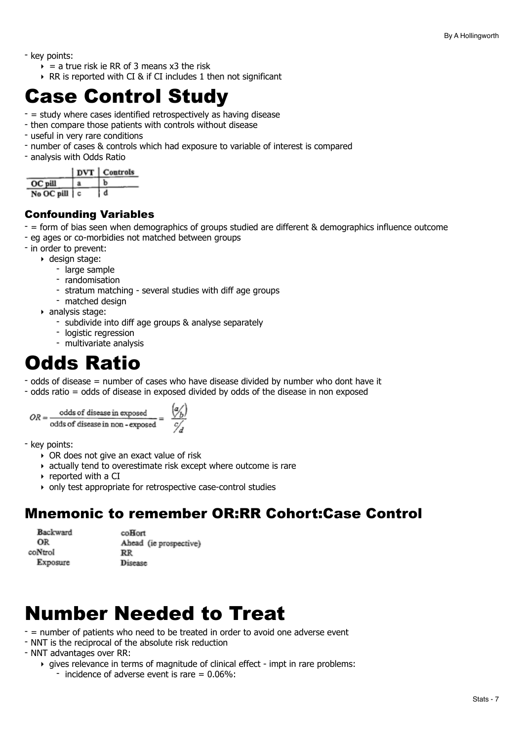- key points:
    - = a true risk ie RR of 3 means x3 the risk
    - RR is reported with CI & if CI includes 1 then not significant

# Case Control Study

- = study where cases identified retrospectively as having disease
- then compare those patients with controls without disease
- useful in very rare conditions
- number of cases & controls which had exposure to variable of interest is compared
- analysis with Odds Ratio

| | DVT | Controls |
|---|---|---|
| OC pill | a | b |
| No OC pill | c | d |

### Confounding Variables

- = form of bias seen when demographics of groups studied are different & demographics influence outcome
- eg ages or co-morbidies not matched between groups
- in order to prevent:
    - design stage:
        - large sample
        - randomisation
        - stratum matching - several studies with diff age groups
        - matched design
    - analysis stage:
        - subdivide into diff age groups & analyse separately
        - logistic regression
        - multivariate analysis

# Odds Ratio

- odds of disease = number of cases who have disease divided by number who dont have it
- odds ratio = odds of disease in exposed divided by odds of the disease in non exposed

$$OR = \frac{\text{odds of disease in exposed}}{\text{odds of disease in non-exposed}} = \frac{\left(a/b\right)}{c/d}$$

- key points:
    - OR does not give an exact value of risk
    - actually tend to overestimate risk except where outcome is rare
    - reported with a CI
    - only test appropriate for retrospective case-control studies

## Mnemonic to remember OR:RR Cohort:Case Control

| | |
|---|---|
| Backward | coHort |
| OR | Ahead (ie prospective) |
| coNtrol | RR |
| Exposure | Disease |

# Number Needed to Treat

- = number of patients who need to be treated in order to avoid one adverse event
- NNT is the reciprocal of the absolute risk reduction
- NNT advantages over RR:
    - gives relevance in terms of magnitude of clinical effect - impt in rare problems:
        - incidence of adverse event is rare = 0.06%: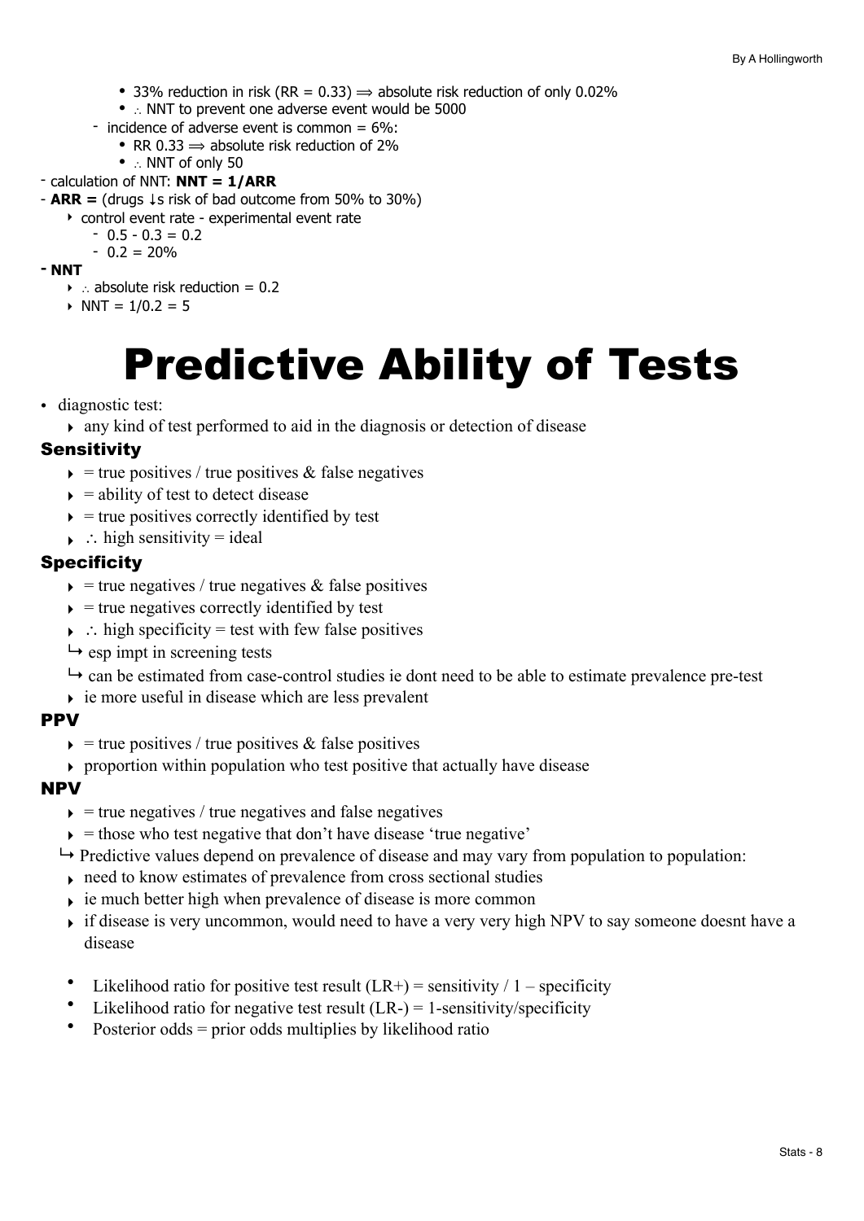- 33% reduction in risk (RR = 0.33) ⟹ absolute risk reduction of only 0.02%
  - ∴ NNT to prevent one adverse event would be 5000
- incidence of adverse event is common = 6%:
  - RR 0.33 ⟹ absolute risk reduction of 2%
  - ∴ NNT of only 50

- calculation of NNT: **NNT = 1/ARR**
- **ARR =** (drugs ↓s risk of bad outcome from 50% to 30%)
  - control event rate - experimental event rate
    - 0.5 - 0.3 = 0.2
    - 0.2 = 20%
- **NNT**
  - ∴ absolute risk reduction = 0.2
  - NNT = 1/0.2 = 5

# Predictive Ability of Tests

- diagnostic test:
  - any kind of test performed to aid in the diagnosis or detection of disease

### Sensitivity

- = true positives / true positives & false negatives
- = ability of test to detect disease
- = true positives correctly identified by test
- ∴ high sensitivity = ideal

### Specificity

- = true negatives / true negatives & false positives
- = true negatives correctly identified by test
- ∴ high specificity = test with few false positives
  - ↳ esp impt in screening tests
  - ↳ can be estimated from case-control studies ie dont need to be able to estimate prevalence pre-test
- ie more useful in disease which are less prevalent

### PPV

- = true positives / true positives & false positives
- proportion within population who test positive that actually have disease

### NPV

- = true negatives / true negatives and false negatives
- = those who test negative that don't have disease 'true negative'

↳ Predictive values depend on prevalence of disease and may vary from population to population:

- need to know estimates of prevalence from cross sectional studies
- ie much better high when prevalence of disease is more common
- if disease is very uncommon, would need to have a very very high NPV to say someone doesnt have a disease

- Likelihood ratio for positive test result (LR+) = sensitivity / 1 – specificity
- Likelihood ratio for negative test result (LR-) = 1-sensitivity/specificity
- Posterior odds = prior odds multiplies by likelihood ratio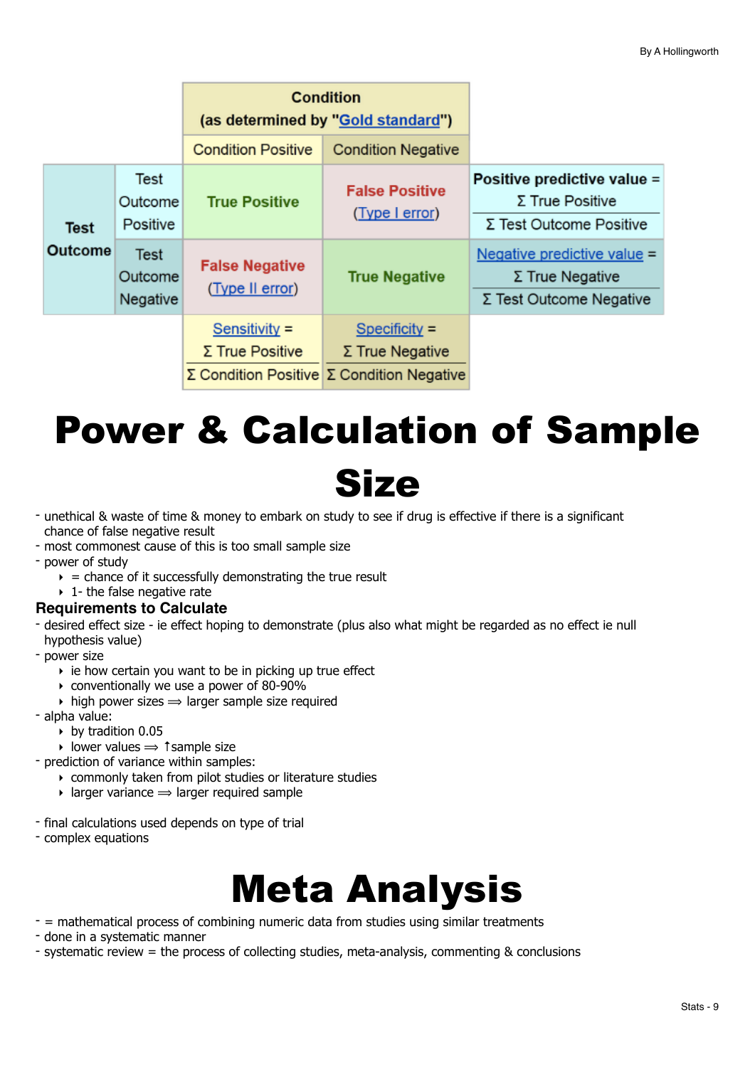| | | Condition (as determined by "Gold standard") | | |
|---|---|---|---|---|
| | | Condition Positive | Condition Negative | |
| Test Outcome | Test Outcome Positive | True Positive | False Positive (Type I error) | Positive predictive value = Σ True Positive / Σ Test Outcome Positive |
| | Test Outcome Negative | False Negative (Type II error) | True Negative | Negative predictive value = Σ True Negative / Σ Test Outcome Negative |
| | | Sensitivity = Σ True Positive / Σ Condition Positive | Specificity = Σ True Negative / Σ Condition Negative | |

# Power & Calculation of Sample Size

- unethical & waste of time & money to embark on study to see if drug is effective if there is a significant chance of false negative result
- most commonest cause of this is too small sample size
- power of study
  - = chance of it successfully demonstrating the true result
  - 1- the false negative rate

### Requirements to Calculate

- desired effect size - ie effect hoping to demonstrate (plus also what might be regarded as no effect ie null hypothesis value)
- power size
  - ie how certain you want to be in picking up true effect
  - conventionally we use a power of 80-90%
  - high power sizes ⟹ larger sample size required
- alpha value:
  - by tradition 0.05
  - lower values ⟹ ↑sample size
- prediction of variance within samples:
  - commonly taken from pilot studies or literature studies
  - larger variance ⟹ larger required sample

- final calculations used depends on type of trial
- complex equations

# Meta Analysis

- = mathematical process of combining numeric data from studies using similar treatments
- done in a systematic manner
- systematic review = the process of collecting studies, meta-analysis, commenting & conclusions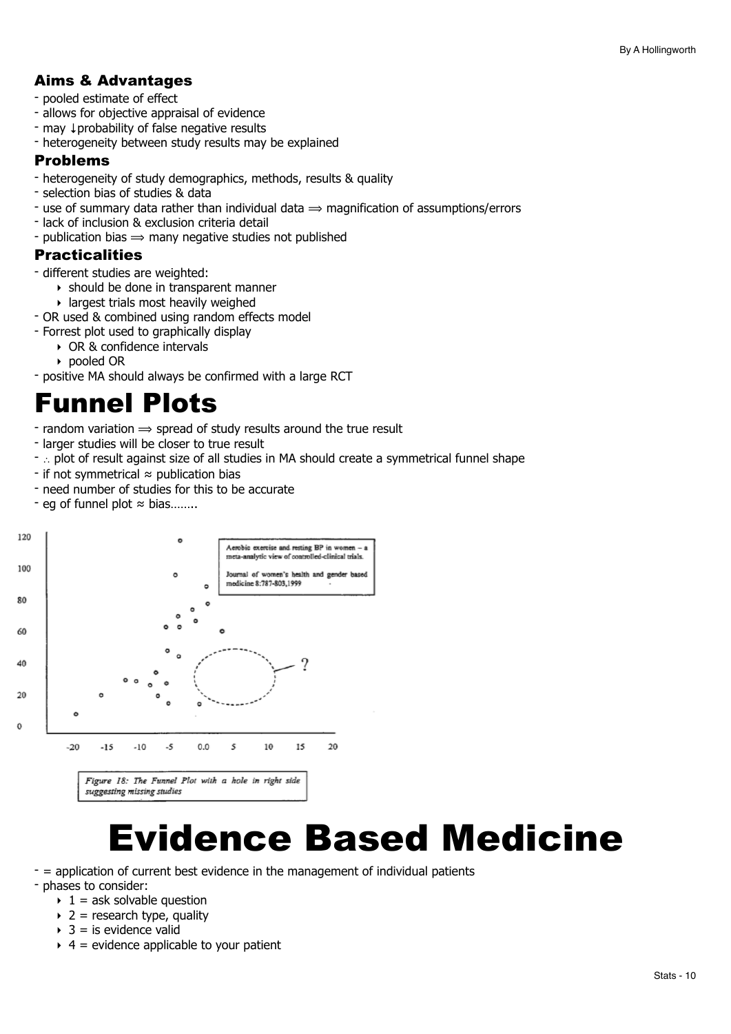### Aims & Advantages

- pooled estimate of effect
- allows for objective appraisal of evidence
- may ↓probability of false negative results
- heterogeneity between study results may be explained

### Problems

- heterogeneity of study demographics, methods, results & quality
- selection bias of studies & data
- use of summary data rather than individual data ⟹ magnification of assumptions/errors
- lack of inclusion & exclusion criteria detail
- publication bias ⟹ many negative studies not published

### Practicalities

- different studies are weighted:
    - should be done in transparent manner
    - largest trials most heavily weighed
- OR used & combined using random effects model
- Forrest plot used to graphically display
    - OR & confidence intervals
    - pooled OR
- positive MA should always be confirmed with a large RCT

# Funnel Plots

- random variation ⟹ spread of study results around the true result
- larger studies will be closer to true result
- ∴ plot of result against size of all studies in MA should create a symmetrical funnel shape
- if not symmetrical ≈ publication bias
- need number of studies for this to be accurate
- eg of funnel plot ≈ bias……..

Aerobic exercise and resting BP in women – a meta-analytic view of controlled-clinical trials.

Journal of women's health and gender based medicine 8:787-803,1999

*Figure 18: The Funnel Plot with a hole in right side suggesting missing studies*

# Evidence Based Medicine

- = application of current best evidence in the management of individual patients
- phases to consider:
    - 1 = ask solvable question
    - 2 = research type, quality
    - 3 = is evidence valid
    - 4 = evidence applicable to your patient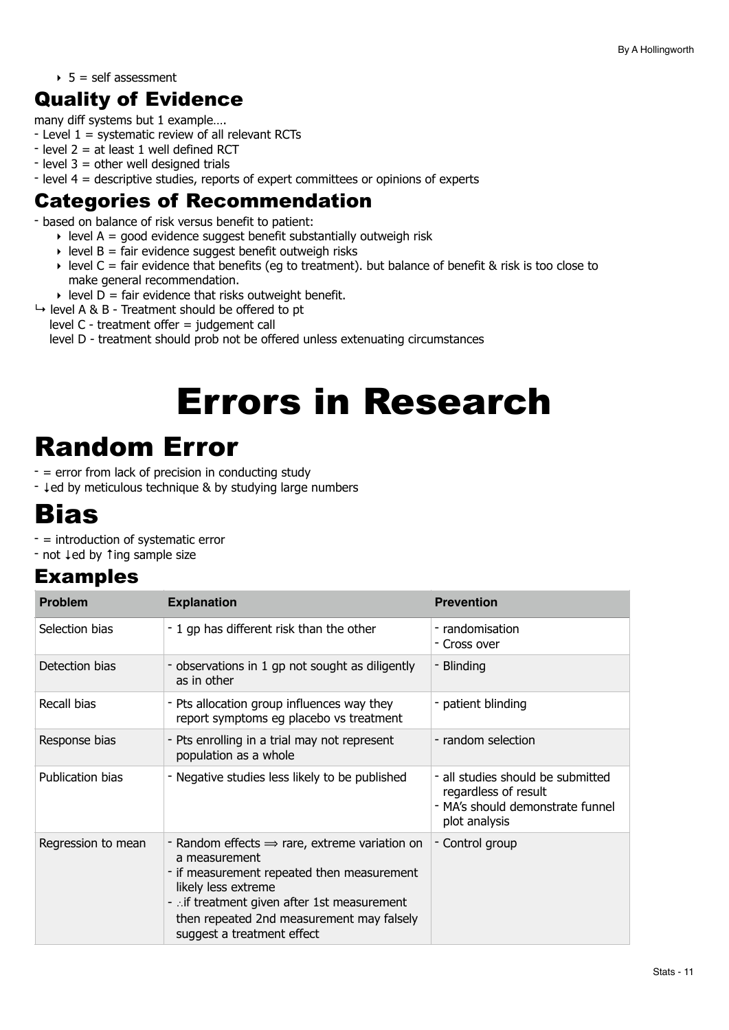- 5 = self assessment

## Quality of Evidence

many diff systems but 1 example….
- Level 1 = systematic review of all relevant RCTs
- level 2 = at least 1 well defined RCT
- level 3 = other well designed trials
- level 4 = descriptive studies, reports of expert committees or opinions of experts

## Categories of Recommendation

- based on balance of risk versus benefit to patient:
  - level A = good evidence suggest benefit substantially outweigh risk
  - level B = fair evidence suggest benefit outweigh risks
  - level C = fair evidence that benefits (eg to treatment). but balance of benefit & risk is too close to make general recommendation.
  - level D = fair evidence that risks outweight benefit.

↪ level A & B - Treatment should be offered to pt
level C - treatment offer = judgement call
level D - treatment should prob not be offered unless extenuating circumstances

# Errors in Research

# Random Error

- = error from lack of precision in conducting study
- ↓ed by meticulous technique & by studying large numbers

# Bias

- = introduction of systematic error
- not ↓ed by ↑ing sample size

## Examples

| Problem | Explanation | Prevention |
|---|---|---|
| Selection bias | - 1 gp has different risk than the other | - randomisation<br>- Cross over |
| Detection bias | - observations in 1 gp not sought as diligently as in other | - Blinding |
| Recall bias | - Pts allocation group influences way they report symptoms eg placebo vs treatment | - patient blinding |
| Response bias | - Pts enrolling in a trial may not represent population as a whole | - random selection |
| Publication bias | - Negative studies less likely to be published | - all studies should be submitted regardless of result<br>- MA's should demonstrate funnel plot analysis |
| Regression to mean | - Random effects ⟹ rare, extreme variation on a measurement<br>- if measurement repeated then measurement likely less extreme<br>- ∴if treatment given after 1st measurement then repeated 2nd measurement may falsely suggest a treatment effect | - Control group |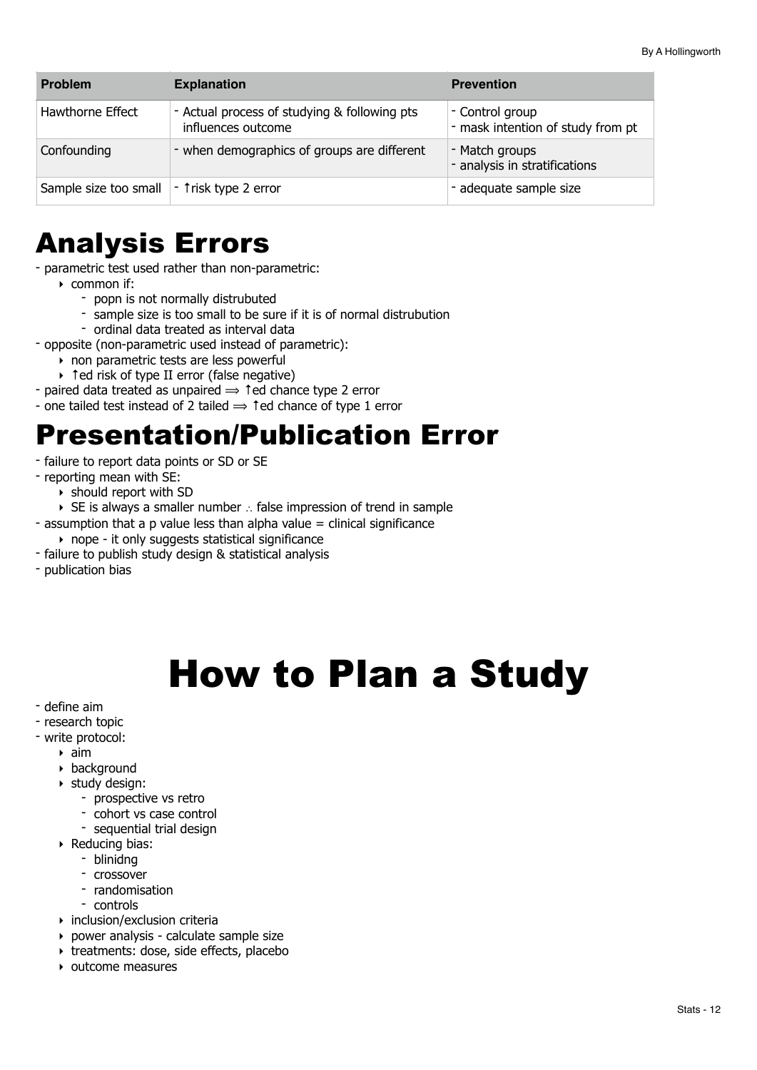| Problem | Explanation | Prevention |
|---|---|---|
| Hawthorne Effect | - Actual process of studying & following pts influences outcome | - Control group<br>- mask intention of study from pt |
| Confounding | - when demographics of groups are different | - Match groups<br>- analysis in stratifications |
| Sample size too small | - ↑risk type 2 error | - adequate sample size |

# Analysis Errors

- parametric test used rather than non-parametric:
  - common if:
    - popn is not normally distrubuted
    - sample size is too small to be sure if it is of normal distrubution
    - ordinal data treated as interval data
- opposite (non-parametric used instead of parametric):
  - non parametric tests are less powerful
  - ↑ed risk of type II error (false negative)
- paired data treated as unpaired ⟹ ↑ed chance type 2 error
- one tailed test instead of 2 tailed ⟹ ↑ed chance of type 1 error

# Presentation/Publication Error

- failure to report data points or SD or SE
- reporting mean with SE:
  - should report with SD
  - SE is always a smaller number ∴ false impression of trend in sample
- assumption that a p value less than alpha value = clinical significance
  - nope - it only suggests statistical significance
- failure to publish study design & statistical analysis
- publication bias

# How to Plan a Study

- define aim
- research topic
- write protocol:
  - aim
  - background
  - study design:
    - prospective vs retro
    - cohort vs case control
    - sequential trial design
  - Reducing bias:
    - blinidng
    - crossover
    - randomisation
    - controls
  - inclusion/exclusion criteria
  - power analysis - calculate sample size
  - treatments: dose, side effects, placebo
  - outcome measures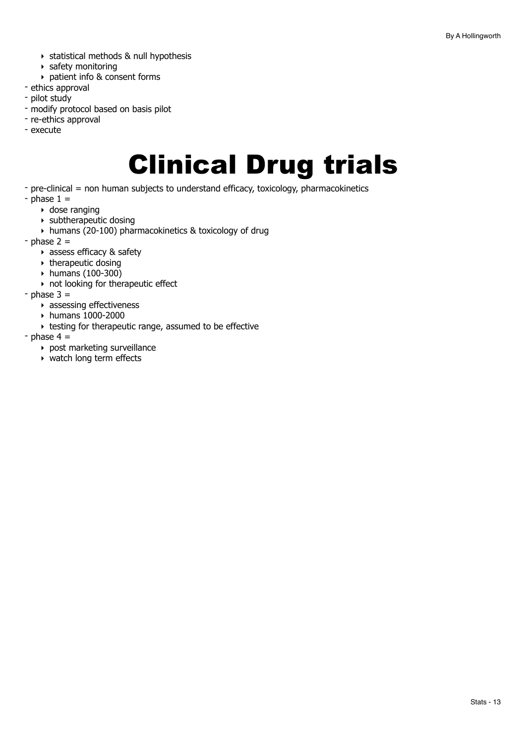- statistical methods & null hypothesis
  - safety monitoring
  - patient info & consent forms
- ethics approval
- pilot study
- modify protocol based on basis pilot
- re-ethics approval
- execute

# Clinical Drug trials

- pre-clinical = non human subjects to understand efficacy, toxicology, pharmacokinetics
- phase 1 =
  - dose ranging
  - subtherapeutic dosing
  - humans (20-100) pharmacokinetics & toxicology of drug
- phase 2 =
  - assess efficacy & safety
  - therapeutic dosing
  - humans (100-300)
  - not looking for therapeutic effect
- phase 3 =
  - assessing effectiveness
  - humans 1000-2000
  - testing for therapeutic range, assumed to be effective
- phase 4 =
  - post marketing surveillance
  - watch long term effects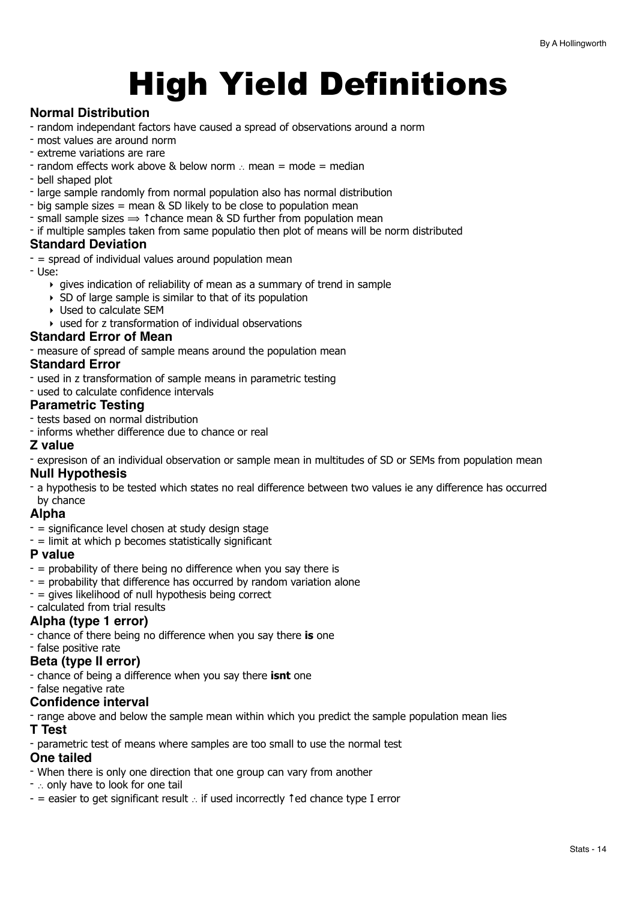# High Yield Definitions

### Normal Distribution

- random independant factors have caused a spread of observations around a norm
- most values are around norm
- extreme variations are rare
- random effects work above & below norm ∴ mean = mode = median
- bell shaped plot
- large sample randomly from normal population also has normal distribution
- big sample sizes = mean & SD likely to be close to population mean
- small sample sizes ⟹ ↑chance mean & SD further from population mean
- if multiple samples taken from same populatio then plot of means will be norm distributed

### Standard Deviation

- = spread of individual values around population mean
- Use:
    - gives indication of reliability of mean as a summary of trend in sample
    - SD of large sample is similar to that of its population
    - Used to calculate SEM
    - used for z transformation of individual observations

### Standard Error of Mean

- measure of spread of sample means around the population mean

### Standard Error

- used in z transformation of sample means in parametric testing
- used to calculate confidence intervals

### Parametric Testing

- tests based on normal distribution
- informs whether difference due to chance or real

### Z value

- expresison of an individual observation or sample mean in multitudes of SD or SEMs from population mean

### Null Hypothesis

- a hypothesis to be tested which states no real difference between two values ie any difference has occurred by chance

### Alpha

- = significance level chosen at study design stage
- = limit at which p becomes statistically significant

### P value

- = probability of there being no difference when you say there is
- = probability that difference has occurred by random variation alone
- = gives likelihood of null hypothesis being correct
- calculated from trial results

### Alpha (type 1 error)

- chance of there being no difference when you say there **is** one
- false positive rate

### Beta (type II error)

- chance of being a difference when you say there **isnt** one
- false negative rate

### Confidence interval

- range above and below the sample mean within which you predict the sample population mean lies

### T Test

- parametric test of means where samples are too small to use the normal test

### One tailed

- When there is only one direction that one group can vary from another
- ∴ only have to look for one tail
- = easier to get significant result ∴ if used incorrectly ↑ed chance type I error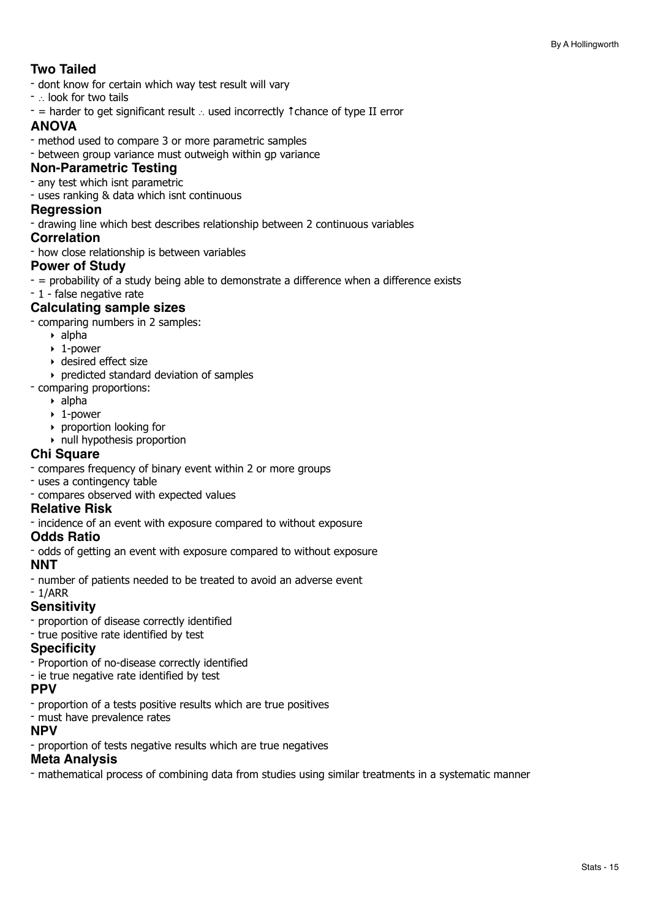### Two Tailed

- dont know for certain which way test result will vary
- ∴ look for two tails
- = harder to get significant result ∴ used incorrectly ↑chance of type II error

### ANOVA

- method used to compare 3 or more parametric samples
- between group variance must outweigh within gp variance

### Non-Parametric Testing

- any test which isnt parametric
- uses ranking & data which isnt continuous

### Regression

- drawing line which best describes relationship between 2 continuous variables

### Correlation

- how close relationship is between variables

### Power of Study

- = probability of a study being able to demonstrate a difference when a difference exists
- 1 - false negative rate

### Calculating sample sizes

- comparing numbers in 2 samples:
  - alpha
  - 1-power
  - desired effect size
  - predicted standard deviation of samples
- comparing proportions:
  - alpha
  - 1-power
  - proportion looking for
  - null hypothesis proportion

### Chi Square

- compares frequency of binary event within 2 or more groups
- uses a contingency table
- compares observed with expected values

### Relative Risk

- incidence of an event with exposure compared to without exposure

### Odds Ratio

- odds of getting an event with exposure compared to without exposure

### NNT

- number of patients needed to be treated to avoid an adverse event
- 1/ARR

### Sensitivity

- proportion of disease correctly identified
- true positive rate identified by test

### Specificity

- Proportion of no-disease correctly identified
- ie true negative rate identified by test

### PPV

- proportion of a tests positive results which are true positives
- must have prevalence rates

### NPV

- proportion of tests negative results which are true negatives

### Meta Analysis

- mathematical process of combining data from studies using similar treatments in a systematic manner